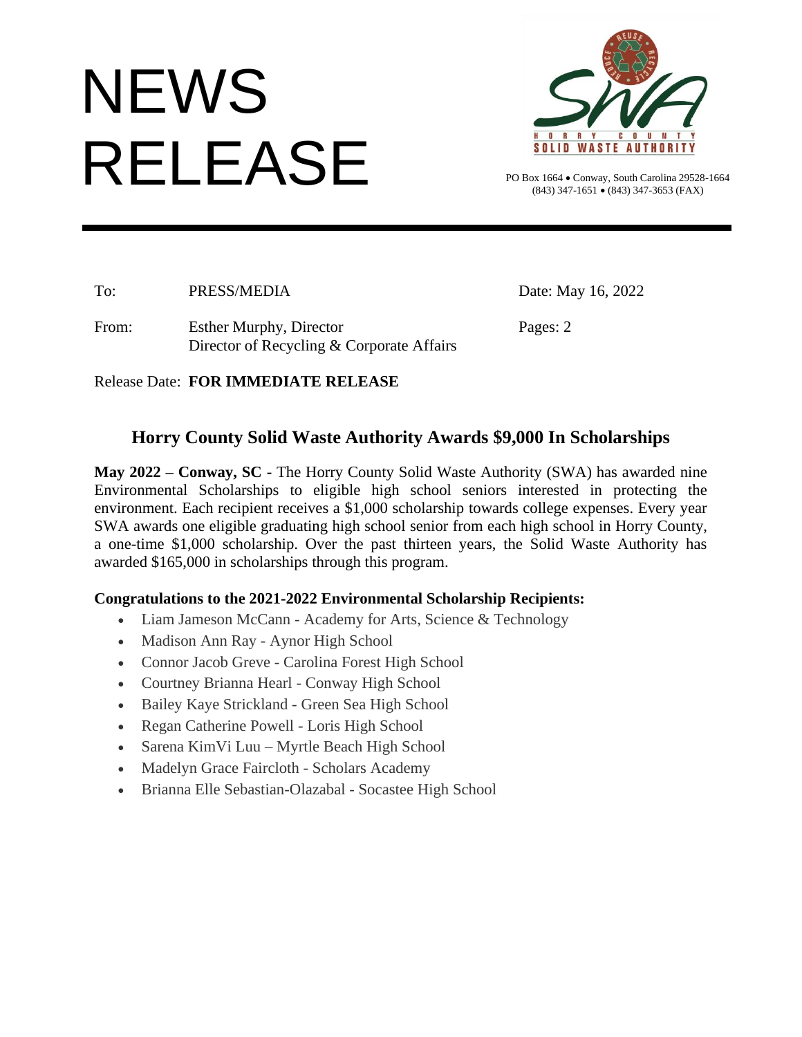# NEWS RELEASE

HORRY COUNTY SOLID WASTE AUTHORITY

PO Box 1664 • Conway, South Carolina 29528-1664
(843) 347-1651 • (843) 347-3653 (FAX)

---

To: PRESS/MEDIA

Date: May 16, 2022

From: Esther Murphy, Director
Director of Recycling & Corporate Affairs

Pages: 2

Release Date: **FOR IMMEDIATE RELEASE**

## Horry County Solid Waste Authority Awards $9,000 In Scholarships

**May 2022 – Conway, SC -** The Horry County Solid Waste Authority (SWA) has awarded nine Environmental Scholarships to eligible high school seniors interested in protecting the environment. Each recipient receives a $1,000 scholarship towards college expenses. Every year SWA awards one eligible graduating high school senior from each high school in Horry County, a one-time $1,000 scholarship. Over the past thirteen years, the Solid Waste Authority has awarded $165,000 in scholarships through this program.

**Congratulations to the 2021-2022 Environmental Scholarship Recipients:**

- Liam Jameson McCann - Academy for Arts, Science & Technology
- Madison Ann Ray - Aynor High School
- Connor Jacob Greve - Carolina Forest High School
- Courtney Brianna Hearl - Conway High School
- Bailey Kaye Strickland - Green Sea High School
- Regan Catherine Powell - Loris High School
- Sarena KimVi Luu – Myrtle Beach High School
- Madelyn Grace Faircloth - Scholars Academy
- Brianna Elle Sebastian-Olazabal - Socastee High School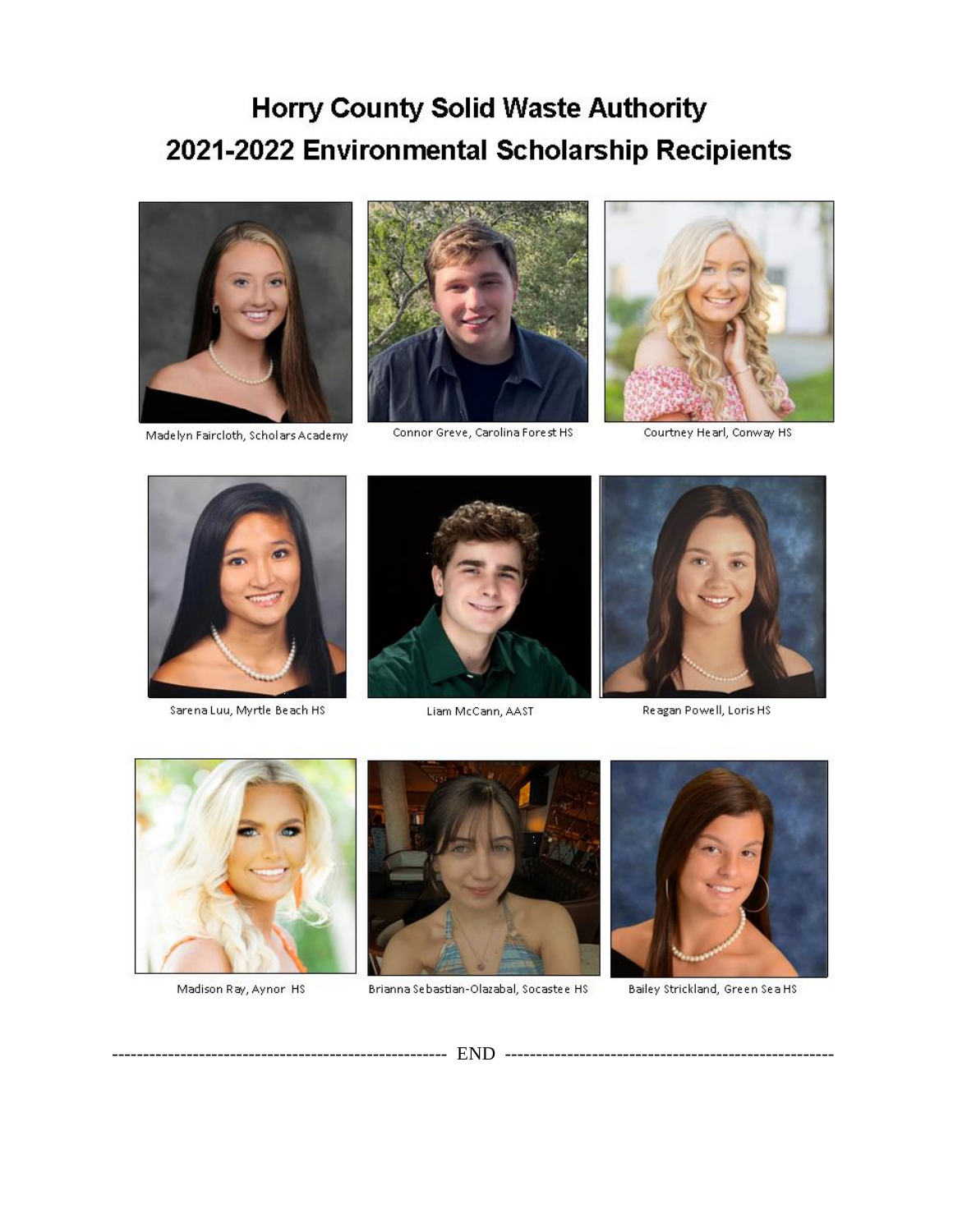# Horry County Solid Waste Authority
# 2021-2022 Environmental Scholarship Recipients

Madelyn Faircloth, Scholars Academy

Connor Greve, Carolina Forest HS

Courtney Hearl, Conway HS

Sarena Luu, Myrtle Beach HS

Liam McCann, AAST

Reagan Powell, Loris HS

Madison Ray, Aynor HS

Brianna Sebastian-Olazabal, Socastee HS

Bailey Strickland, Green Sea HS

------------------------------------------------------ END ------------------------------------------------------